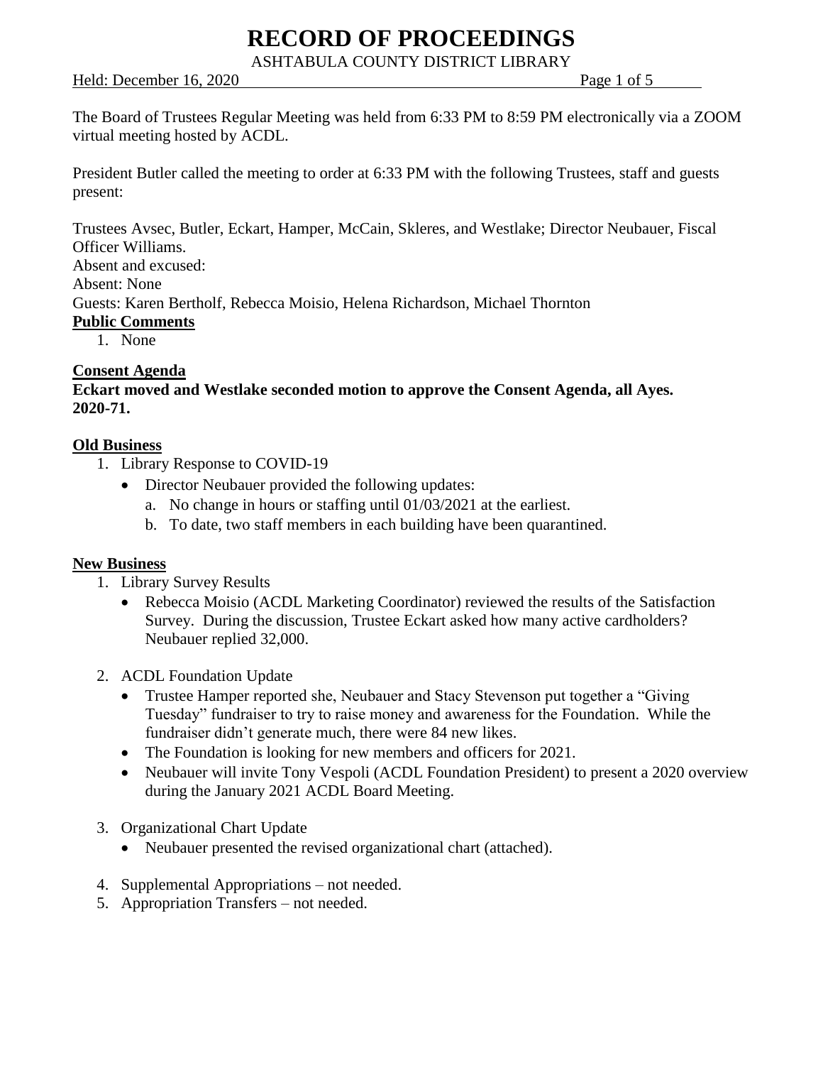# RECORD OF PROCEEDINGS

ASHTABULA COUNTY DISTRICT LIBRARY

Held: December 16, 2020

The Board of Trustees Regular Meeting was held from 6:33 PM to 8:59 PM electronically via a ZOOM virtual meeting hosted by ACDL.

President Butler called the meeting to order at 6:33 PM with the following Trustees, staff and guests present:

Trustees Avsec, Butler, Eckart, Hamper, McCain, Skleres, and Westlake; Director Neubauer, Fiscal Officer Williams.

Absent and excused:

Absent: None

Guests: Karen Bertholf, Rebecca Moisio, Helena Richardson, Michael Thornton

**Public Comments**

1. None

**Consent Agenda**

**Eckart moved and Westlake seconded motion to approve the Consent Agenda, all Ayes. 2020-71.**

**Old Business**

1. Library Response to COVID-19
   - Director Neubauer provided the following updates:
     a. No change in hours or staffing until 01/03/2021 at the earliest.
     b. To date, two staff members in each building have been quarantined.

**New Business**

1. Library Survey Results
   - Rebecca Moisio (ACDL Marketing Coordinator) reviewed the results of the Satisfaction Survey. During the discussion, Trustee Eckart asked how many active cardholders? Neubauer replied 32,000.
2. ACDL Foundation Update
   - Trustee Hamper reported she, Neubauer and Stacy Stevenson put together a "Giving Tuesday" fundraiser to try to raise money and awareness for the Foundation. While the fundraiser didn't generate much, there were 84 new likes.
   - The Foundation is looking for new members and officers for 2021.
   - Neubauer will invite Tony Vespoli (ACDL Foundation President) to present a 2020 overview during the January 2021 ACDL Board Meeting.
3. Organizational Chart Update
   - Neubauer presented the revised organizational chart (attached).
4. Supplemental Appropriations – not needed.
5. Appropriation Transfers – not needed.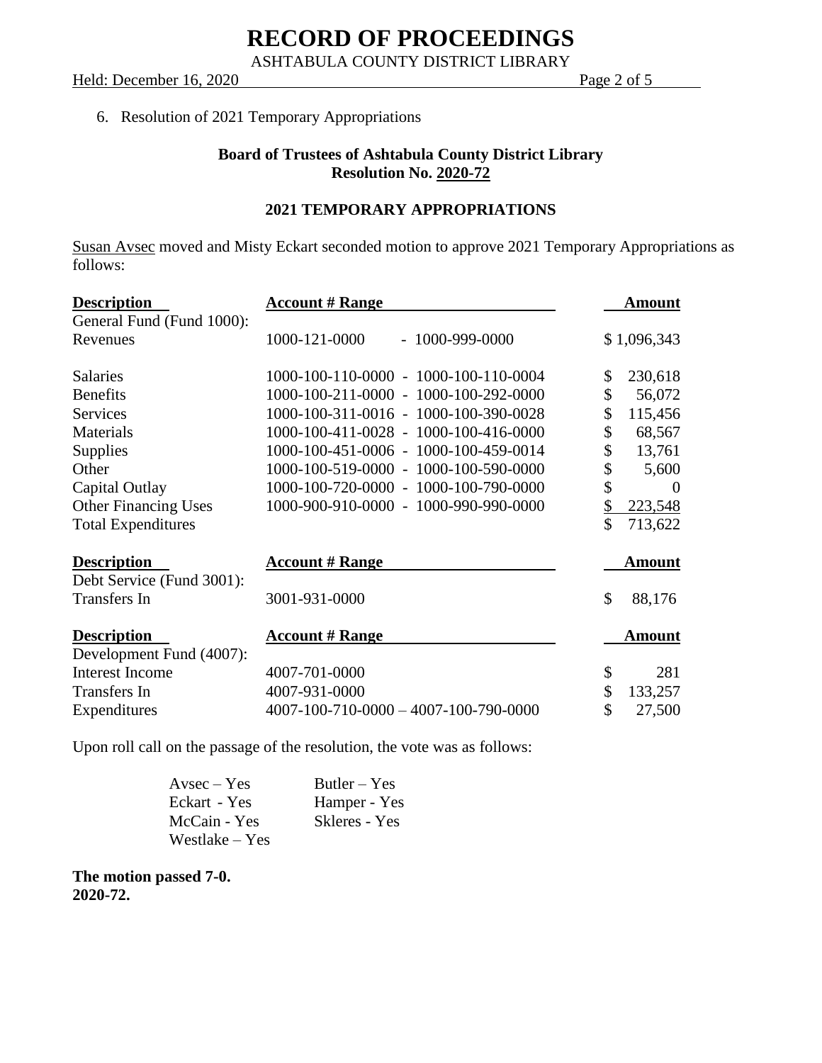6. Resolution of 2021 Temporary Appropriations

**Board of Trustees of Ashtabula County District Library**
**Resolution No. 2020-72**

**2021 TEMPORARY APPROPRIATIONS**

Susan Avsec moved and Misty Eckart seconded motion to approve 2021 Temporary Appropriations as follows:

| Description | Account # Range | Amount |
|---|---|---|
| General Fund (Fund 1000): | | |
| Revenues | 1000-121-0000 - 1000-999-0000 | $ 1,096,343 |
| Salaries | 1000-100-110-0000 - 1000-100-110-0004 | $ 230,618 |
| Benefits | 1000-100-211-0000 - 1000-100-292-0000 | $ 56,072 |
| Services | 1000-100-311-0016 - 1000-100-390-0028 | $ 115,456 |
| Materials | 1000-100-411-0028 - 1000-100-416-0000 | $ 68,567 |
| Supplies | 1000-100-451-0006 - 1000-100-459-0014 | $ 13,761 |
| Other | 1000-100-519-0000 - 1000-100-590-0000 | $ 5,600 |
| Capital Outlay | 1000-100-720-0000 - 1000-100-790-0000 | $ 0 |
| Other Financing Uses | 1000-900-910-0000 - 1000-990-990-0000 | $ 223,548 |
| Total Expenditures | | $ 713,622 |

| Description | Account # Range | Amount |
|---|---|---|
| Debt Service (Fund 3001): | | |
| Transfers In | 3001-931-0000 | $ 88,176 |

| Description | Account # Range | Amount |
|---|---|---|
| Development Fund (4007): | | |
| Interest Income | 4007-701-0000 | $ 281 |
| Transfers In | 4007-931-0000 | $ 133,257 |
| Expenditures | 4007-100-710-0000 – 4007-100-790-0000 | $ 27,500 |

Upon roll call on the passage of the resolution, the vote was as follows:

Avsec – Yes
Butler – Yes
Eckart - Yes
Hamper - Yes
McCain - Yes
Skleres - Yes
Westlake – Yes

**The motion passed 7-0.**
**2020-72.**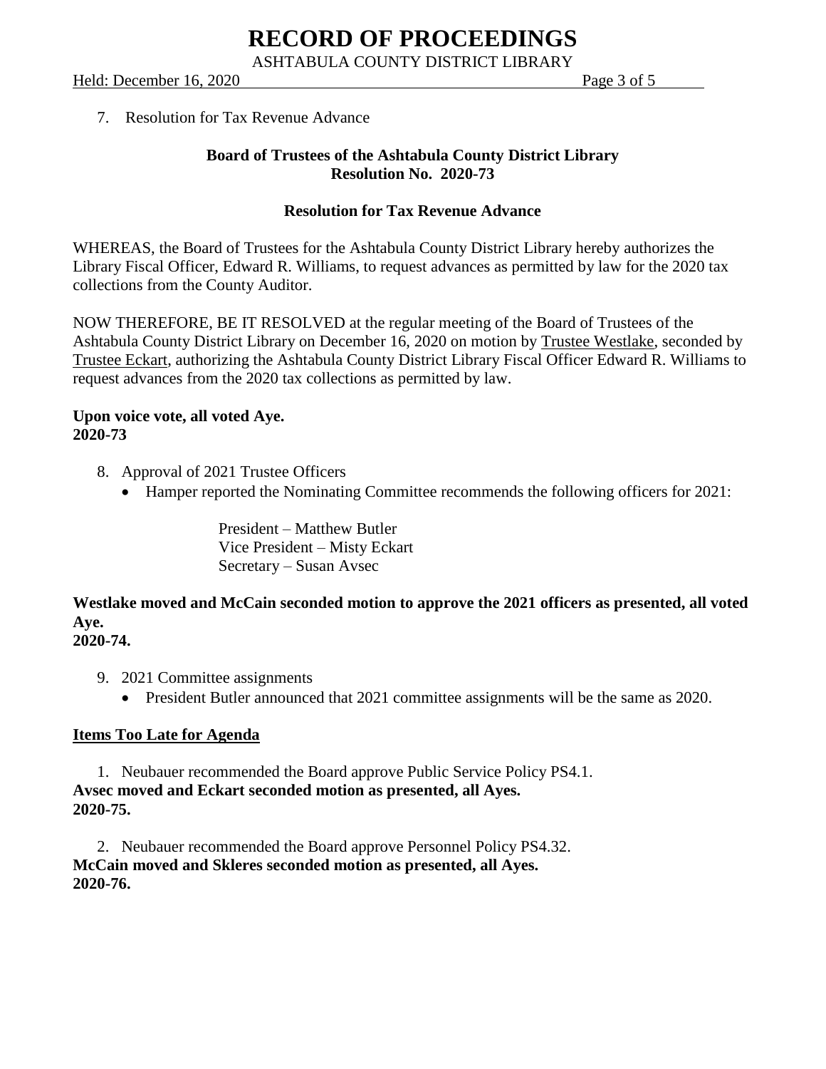7. Resolution for Tax Revenue Advance

**Board of Trustees of the Ashtabula County District Library**
**Resolution No. 2020-73**

**Resolution for Tax Revenue Advance**

WHEREAS, the Board of Trustees for the Ashtabula County District Library hereby authorizes the Library Fiscal Officer, Edward R. Williams, to request advances as permitted by law for the 2020 tax collections from the County Auditor.

NOW THEREFORE, BE IT RESOLVED at the regular meeting of the Board of Trustees of the Ashtabula County District Library on December 16, 2020 on motion by Trustee Westlake, seconded by Trustee Eckart, authorizing the Ashtabula County District Library Fiscal Officer Edward R. Williams to request advances from the 2020 tax collections as permitted by law.

**Upon voice vote, all voted Aye.**
**2020-73**

8. Approval of 2021 Trustee Officers
   - Hamper reported the Nominating Committee recommends the following officers for 2021:

     President – Matthew Butler
     Vice President – Misty Eckart
     Secretary – Susan Avsec

**Westlake moved and McCain seconded motion to approve the 2021 officers as presented, all voted Aye.**
**2020-74.**

9. 2021 Committee assignments
   - President Butler announced that 2021 committee assignments will be the same as 2020.

**Items Too Late for Agenda**

1. Neubauer recommended the Board approve Public Service Policy PS4.1.

**Avsec moved and Eckart seconded motion as presented, all Ayes.**
**2020-75.**

2. Neubauer recommended the Board approve Personnel Policy PS4.32.

**McCain moved and Skleres seconded motion as presented, all Ayes.**
**2020-76.**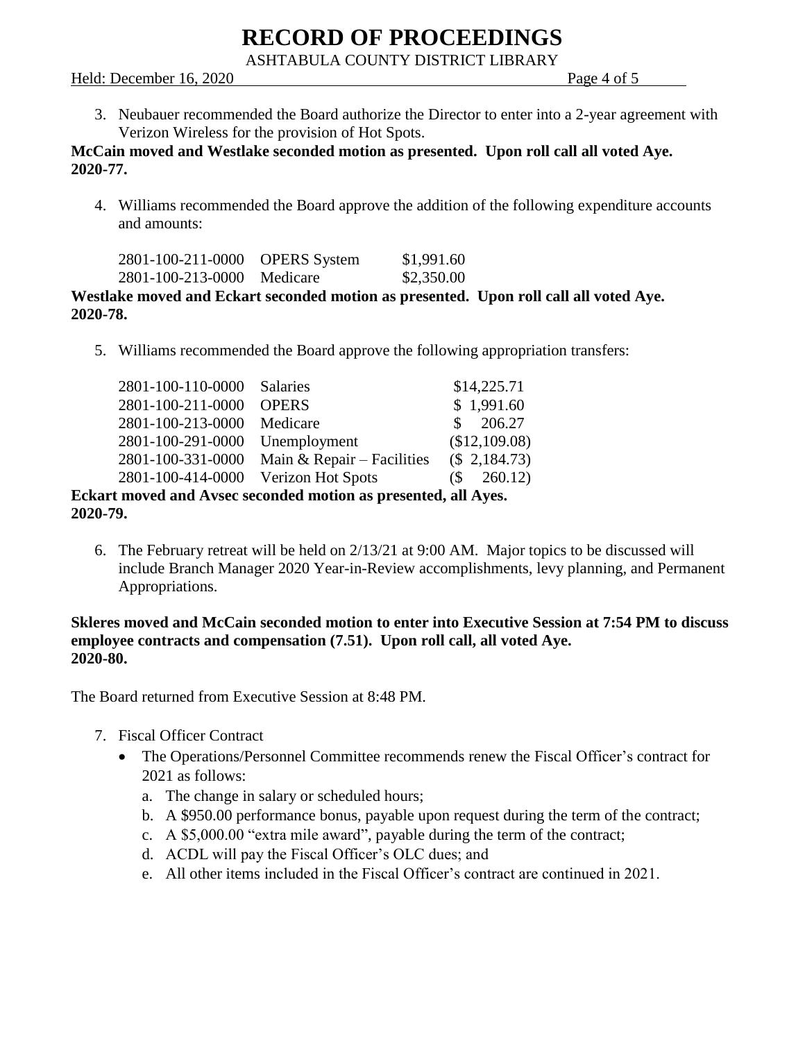3. Neubauer recommended the Board authorize the Director to enter into a 2-year agreement with Verizon Wireless for the provision of Hot Spots.

**McCain moved and Westlake seconded motion as presented. Upon roll call all voted Aye. 2020-77.**

4. Williams recommended the Board approve the addition of the following expenditure accounts and amounts:

| | | |
|---|---|---|
| 2801-100-211-0000 | OPERS System | $1,991.60 |
| 2801-100-213-0000 | Medicare | $2,350.00 |

**Westlake moved and Eckart seconded motion as presented. Upon roll call all voted Aye. 2020-78.**

5. Williams recommended the Board approve the following appropriation transfers:

| | | |
|---|---|---|
| 2801-100-110-0000 | Salaries | $14,225.71 |
| 2801-100-211-0000 | OPERS | $ 1,991.60 |
| 2801-100-213-0000 | Medicare | $ 206.27 |
| 2801-100-291-0000 | Unemployment | ($12,109.08) |
| 2801-100-331-0000 | Main & Repair – Facilities | ($ 2,184.73) |
| 2801-100-414-0000 | Verizon Hot Spots | ($ 260.12) |

**Eckart moved and Avsec seconded motion as presented, all Ayes. 2020-79.**

6. The February retreat will be held on 2/13/21 at 9:00 AM. Major topics to be discussed will include Branch Manager 2020 Year-in-Review accomplishments, levy planning, and Permanent Appropriations.

**Skleres moved and McCain seconded motion to enter into Executive Session at 7:54 PM to discuss employee contracts and compensation (7.51). Upon roll call, all voted Aye. 2020-80.**

The Board returned from Executive Session at 8:48 PM.

7. Fiscal Officer Contract
   - The Operations/Personnel Committee recommends renew the Fiscal Officer's contract for 2021 as follows:
     a. The change in salary or scheduled hours;
     b. A $950.00 performance bonus, payable upon request during the term of the contract;
     c. A $5,000.00 "extra mile award", payable during the term of the contract;
     d. ACDL will pay the Fiscal Officer's OLC dues; and
     e. All other items included in the Fiscal Officer's contract are continued in 2021.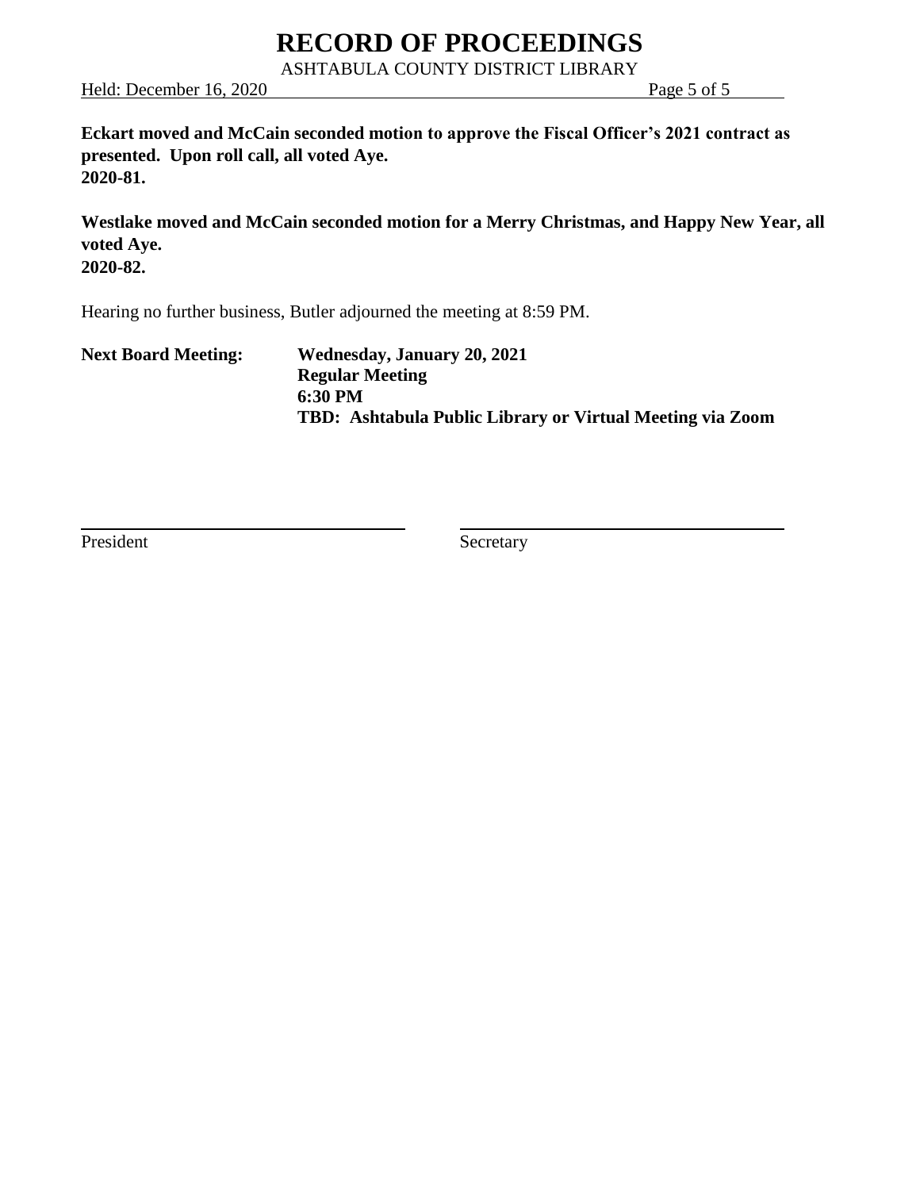**Eckart moved and McCain seconded motion to approve the Fiscal Officer's 2021 contract as presented. Upon roll call, all voted Aye.**
**2020-81.**

**Westlake moved and McCain seconded motion for a Merry Christmas, and Happy New Year, all voted Aye.**
**2020-82.**

Hearing no further business, Butler adjourned the meeting at 8:59 PM.

**Next Board Meeting:** **Wednesday, January 20, 2021**
**Regular Meeting**
**6:30 PM**
**TBD: Ashtabula Public Library or Virtual Meeting via Zoom**

President

Secretary